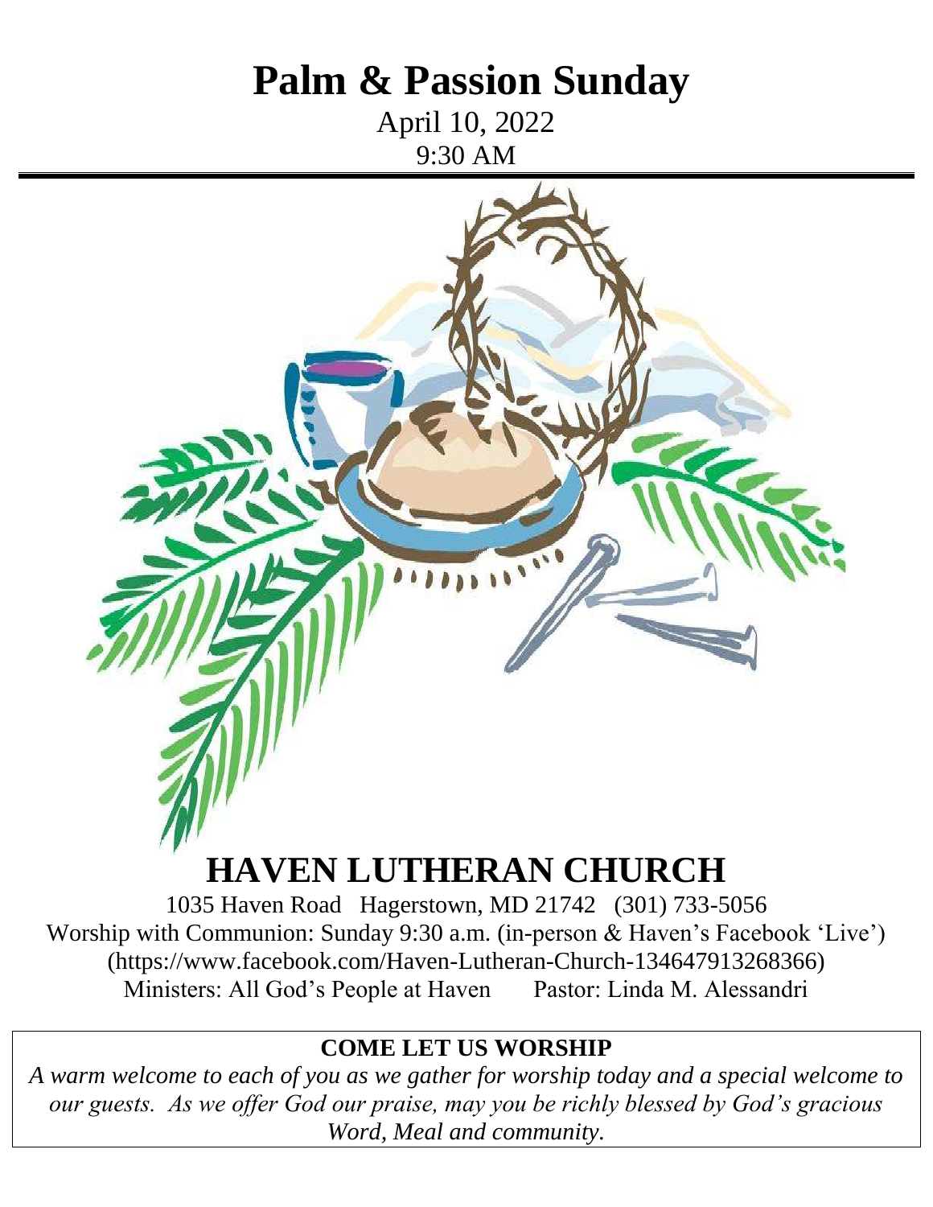# Palm & Passion Sunday

April 10, 2022
9:30 AM

# HAVEN LUTHERAN CHURCH

1035 Haven Road Hagerstown, MD 21742 (301) 733-5056
Worship with Communion: Sunday 9:30 a.m. (in-person & Haven's Facebook 'Live')
(https://www.facebook.com/Haven-Lutheran-Church-134647913268366)
Ministers: All God's People at Haven Pastor: Linda M. Alessandri

**COME LET US WORSHIP**

*A warm welcome to each of you as we gather for worship today and a special welcome to our guests. As we offer God our praise, may you be richly blessed by God's gracious Word, Meal and community.*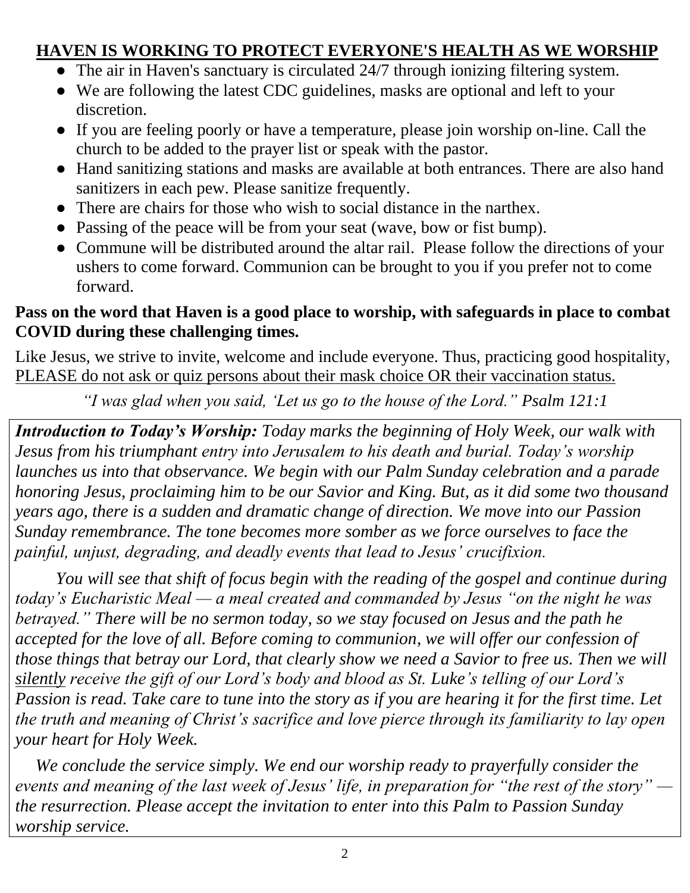## HAVEN IS WORKING TO PROTECT EVERYONE'S HEALTH AS WE WORSHIP

- The air in Haven's sanctuary is circulated 24/7 through ionizing filtering system.
- We are following the latest CDC guidelines, masks are optional and left to your discretion.
- If you are feeling poorly or have a temperature, please join worship on-line. Call the church to be added to the prayer list or speak with the pastor.
- Hand sanitizing stations and masks are available at both entrances. There are also hand sanitizers in each pew. Please sanitize frequently.
- There are chairs for those who wish to social distance in the narthex.
- Passing of the peace will be from your seat (wave, bow or fist bump).
- Commune will be distributed around the altar rail. Please follow the directions of your ushers to come forward. Communion can be brought to you if you prefer not to come forward.

**Pass on the word that Haven is a good place to worship, with safeguards in place to combat COVID during these challenging times.**

Like Jesus, we strive to invite, welcome and include everyone. Thus, practicing good hospitality, PLEASE do not ask or quiz persons about their mask choice OR their vaccination status.

*"I was glad when you said, 'Let us go to the house of the Lord." Psalm 121:1*

***Introduction to Today's Worship:*** *Today marks the beginning of Holy Week, our walk with Jesus from his triumphant entry into Jerusalem to his death and burial. Today's worship launches us into that observance. We begin with our Palm Sunday celebration and a parade honoring Jesus, proclaiming him to be our Savior and King. But, as it did some two thousand years ago, there is a sudden and dramatic change of direction. We move into our Passion Sunday remembrance. The tone becomes more somber as we force ourselves to face the painful, unjust, degrading, and deadly events that lead to Jesus' crucifixion.*

*You will see that shift of focus begin with the reading of the gospel and continue during today's Eucharistic Meal — a meal created and commanded by Jesus "on the night he was betrayed." There will be no sermon today, so we stay focused on Jesus and the path he accepted for the love of all. Before coming to communion, we will offer our confession of those things that betray our Lord, that clearly show we need a Savior to free us. Then we will silently receive the gift of our Lord's body and blood as St. Luke's telling of our Lord's Passion is read. Take care to tune into the story as if you are hearing it for the first time. Let the truth and meaning of Christ's sacrifice and love pierce through its familiarity to lay open your heart for Holy Week.*

*We conclude the service simply. We end our worship ready to prayerfully consider the events and meaning of the last week of Jesus' life, in preparation for "the rest of the story" — the resurrection. Please accept the invitation to enter into this Palm to Passion Sunday worship service.*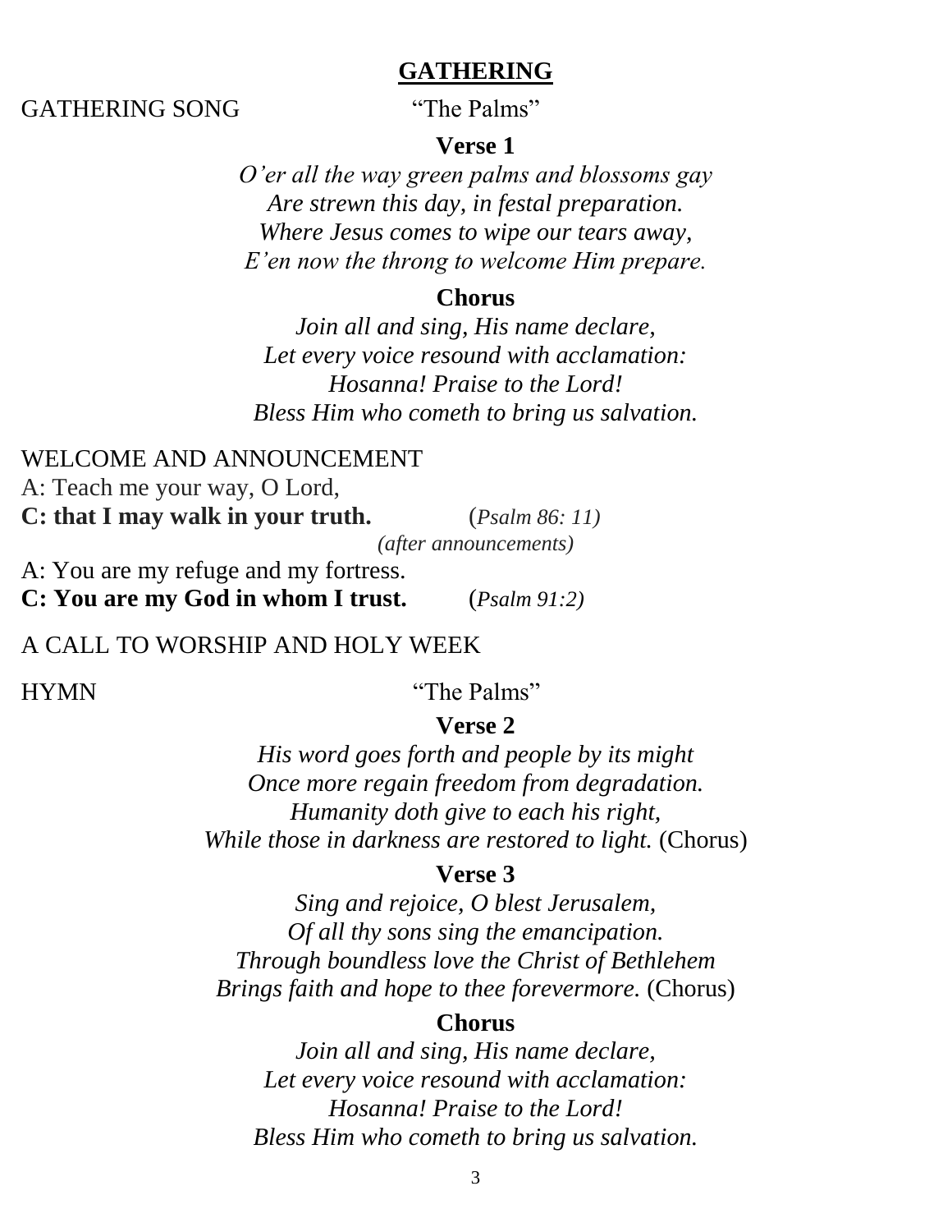## GATHERING

GATHERING SONG "The Palms"

**Verse 1**

*O'er all the way green palms and blossoms gay*
*Are strewn this day, in festal preparation.*
*Where Jesus comes to wipe our tears away,*
*E'en now the throng to welcome Him prepare.*

**Chorus**

*Join all and sing, His name declare,*
*Let every voice resound with acclamation:*
*Hosanna! Praise to the Lord!*
*Bless Him who cometh to bring us salvation.*

WELCOME AND ANNOUNCEMENT

A: Teach me your way, O Lord,
**C: that I may walk in your truth.** (*Psalm 86: 11)*

*(after announcements)*

A: You are my refuge and my fortress.
**C: You are my God in whom I trust.** (*Psalm 91:2)*

A CALL TO WORSHIP AND HOLY WEEK

HYMN "The Palms"

**Verse 2**

*His word goes forth and people by its might*
*Once more regain freedom from degradation.*
*Humanity doth give to each his right,*
*While those in darkness are restored to light.* (Chorus)

**Verse 3**

*Sing and rejoice, O blest Jerusalem,*
*Of all thy sons sing the emancipation.*
*Through boundless love the Christ of Bethlehem*
*Brings faith and hope to thee forevermore.* (Chorus)

**Chorus**

*Join all and sing, His name declare,*
*Let every voice resound with acclamation:*
*Hosanna! Praise to the Lord!*
*Bless Him who cometh to bring us salvation.*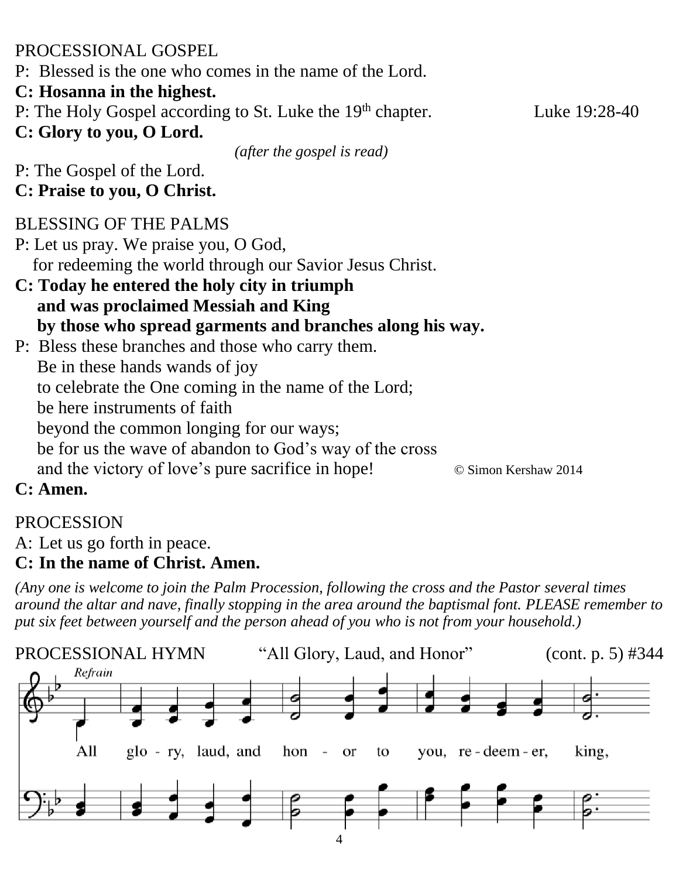PROCESSIONAL GOSPEL

P: Blessed is the one who comes in the name of the Lord.

**C: Hosanna in the highest.**

P: The Holy Gospel according to St. Luke the 19th chapter. Luke 19:28-40

**C: Glory to you, O Lord.**

*(after the gospel is read)*

P: The Gospel of the Lord.

**C: Praise to you, O Christ.**

BLESSING OF THE PALMS

P: Let us pray. We praise you, O God,
for redeeming the world through our Savior Jesus Christ.

**C: Today he entered the holy city in triumph**
**and was proclaimed Messiah and King**
**by those who spread garments and branches along his way.**

P: Bless these branches and those who carry them.
Be in these hands wands of joy
to celebrate the One coming in the name of the Lord;
be here instruments of faith
beyond the common longing for our ways;
be for us the wave of abandon to God's way of the cross
and the victory of love's pure sacrifice in hope! © Simon Kershaw 2014

**C: Amen.**

PROCESSION

A: Let us go forth in peace.

**C: In the name of Christ. Amen.**

*(Any one is welcome to join the Palm Procession, following the cross and the Pastor several times around the altar and nave, finally stopping in the area around the baptismal font. PLEASE remember to put six feet between yourself and the person ahead of you who is not from your household.)*

PROCESSIONAL HYMN "All Glory, Laud, and Honor" (cont. p. 5) #344

*Refrain*

All glo - ry, laud, and hon - or to you, re - deem - er, king,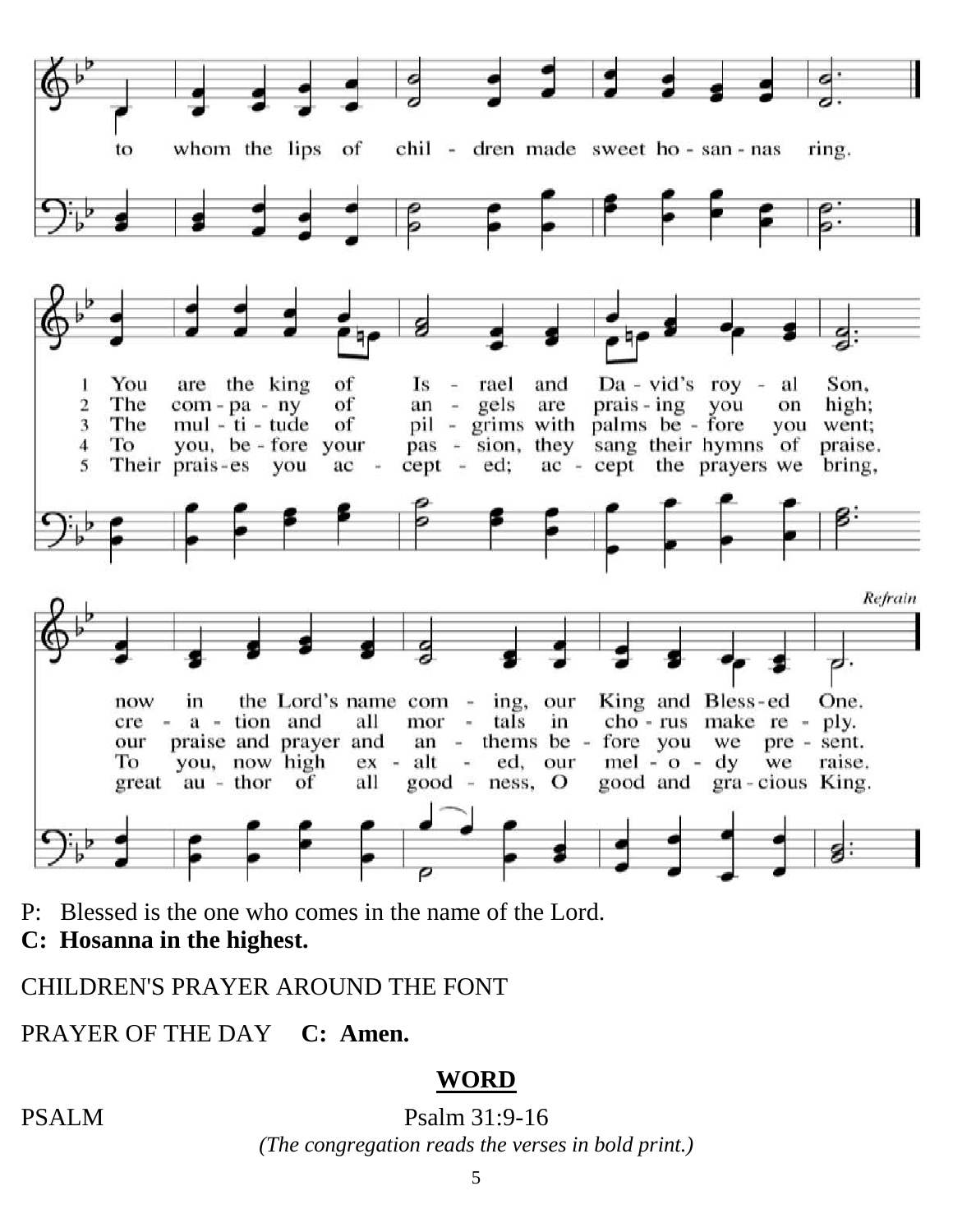to whom the lips of children made sweet hosannas ring.

1 You are the king of Israel and David's royal Son, now in the Lord's name coming, our King and Blessed One.
2 The company of angels are praising you on high; creation and all mortals in chorus make reply.
3 The multitude of pilgrims with palms before you went; our praise and prayer and anthems before you we present.
4 To you, before your passion, they sang their hymns of praise. To you, now high exalted, our melody we raise.
5 Their praises you accepted; accept the prayers we bring, great author of all goodness, O good and gracious King.

*Refrain*

P: Blessed is the one who comes in the name of the Lord.
**C: Hosanna in the highest.**

CHILDREN'S PRAYER AROUND THE FONT

PRAYER OF THE DAY **C: Amen.**

## WORD

PSALM Psalm 31:9-16

*(The congregation reads the verses in bold print.)*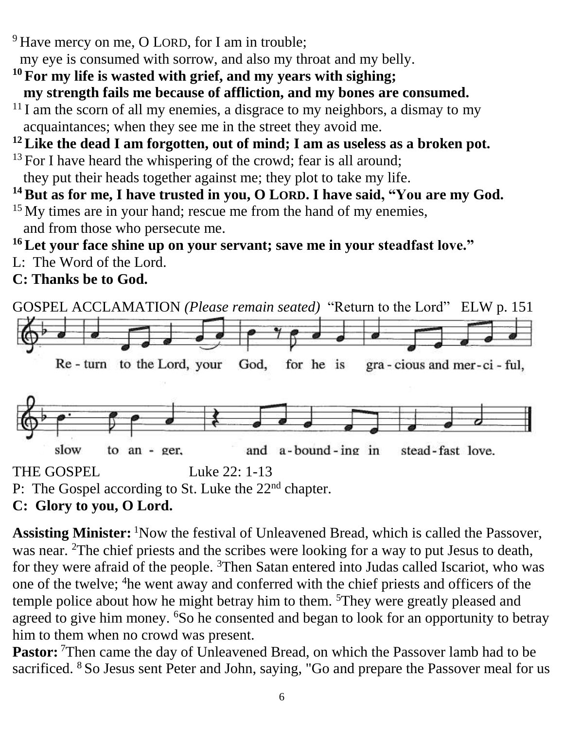[9] Have mercy on me, O LORD, for I am in trouble;
my eye is consumed with sorrow, and also my throat and my belly.

**[10] For my life is wasted with grief, and my years with sighing;
my strength fails me because of affliction, and my bones are consumed.**

[11] I am the scorn of all my enemies, a disgrace to my neighbors, a dismay to my acquaintances; when they see me in the street they avoid me.

**[12] Like the dead I am forgotten, out of mind; I am as useless as a broken pot.**

[13] For I have heard the whispering of the crowd; fear is all around;
they put their heads together against me; they plot to take my life.

**[14] But as for me, I have trusted in you, O LORD. I have said, "You are my God.**

[15] My times are in your hand; rescue me from the hand of my enemies,
and from those who persecute me.

**[16] Let your face shine up on your servant; save me in your steadfast love."**

L: The Word of the Lord.

**C: Thanks be to God.**

GOSPEL ACCLAMATION *(Please remain seated)* "Return to the Lord" ELW p. 151

Re - turn to the Lord, your God, for he is gra - cious and mer - ci - ful,
slow to an - ger, and a - bound - ing in stead - fast love.

THE GOSPEL Luke 22: 1-13

P: The Gospel according to St. Luke the 22nd chapter.

**C: Glory to you, O Lord.**

**Assisting Minister:** [1]Now the festival of Unleavened Bread, which is called the Passover, was near. [2]The chief priests and the scribes were looking for a way to put Jesus to death, for they were afraid of the people. [3]Then Satan entered into Judas called Iscariot, who was one of the twelve; [4]he went away and conferred with the chief priests and officers of the temple police about how he might betray him to them. [5]They were greatly pleased and agreed to give him money. [6]So he consented and began to look for an opportunity to betray him to them when no crowd was present.

**Pastor:** [7]Then came the day of Unleavened Bread, on which the Passover lamb had to be sacrificed. [8] So Jesus sent Peter and John, saying, "Go and prepare the Passover meal for us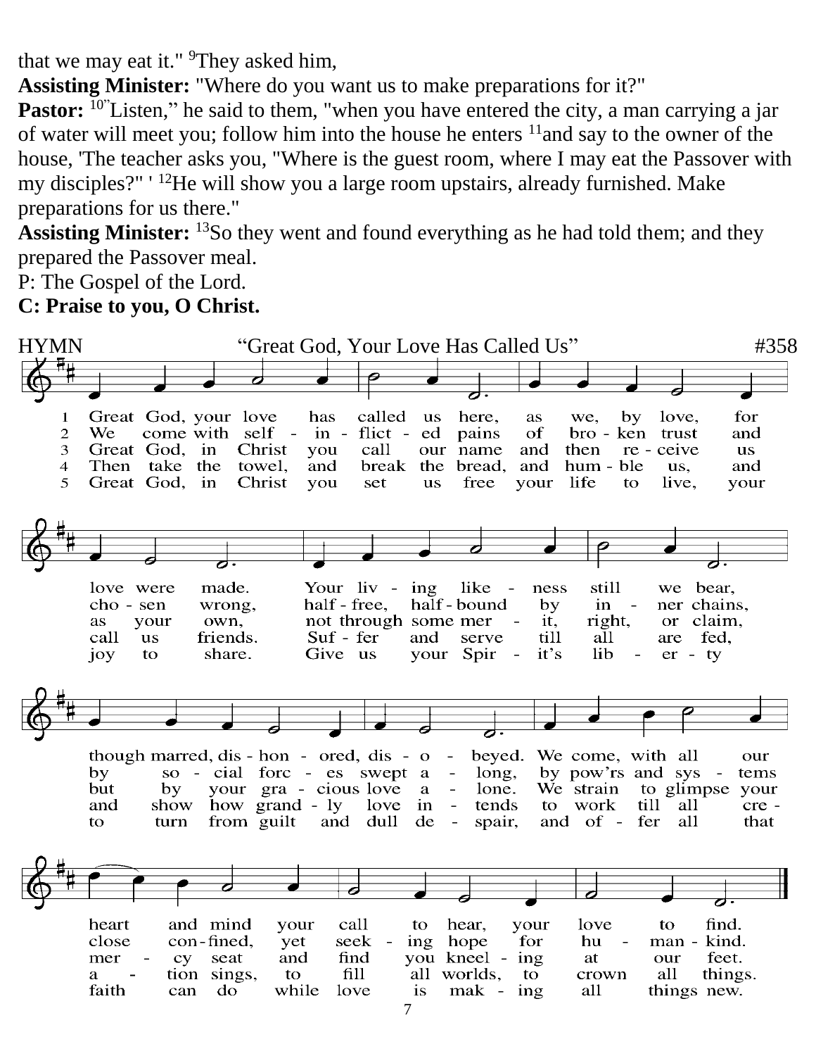that we may eat it." [9]They asked him,

**Assisting Minister:** "Where do you want us to make preparations for it?"

**Pastor:** [10]"Listen," he said to them, "when you have entered the city, a man carrying a jar of water will meet you; follow him into the house he enters [11]and say to the owner of the house, 'The teacher asks you, "Where is the guest room, where I may eat the Passover with my disciples?" ' [12]He will show you a large room upstairs, already furnished. Make preparations for us there."

**Assisting Minister:** [13]So they went and found everything as he had told them; and they prepared the Passover meal.

P: The Gospel of the Lord.

**C: Praise to you, O Christ.**

HYMN "Great God, Your Love Has Called Us" #358

1 Great God, your love has called us here, as we, by love, for love were made. Your living likeness still we bear, though marred, dishonored, disobeyed. We come, with all our heart and mind your call to hear, your love to find.

2 We come with self-inflicted pains of broken trust and chosen wrong, half-free, half-bound by inner chains, by social forces swept along, by pow'rs and systems close confined, yet seeking hope for humankind.

3 Great God, in Christ you call our name and then receive us as your own, not through some merit, right, or claim, but by your gracious love alone. We strain to glimpse your mercy seat and find you kneeling at our feet.

4 Then take the towel, and break the bread, and humble us, and call us friends. Suffer and serve till all are fed, and show how grandly love intends to work till all creation sings, to fill all worlds, to crown all things.

5 Great God, in Christ you set us free your life to live, your joy to share. Give us your Spirit's liberty to turn from guilt and dull despair, and offer all that faith can do while love is making all things new.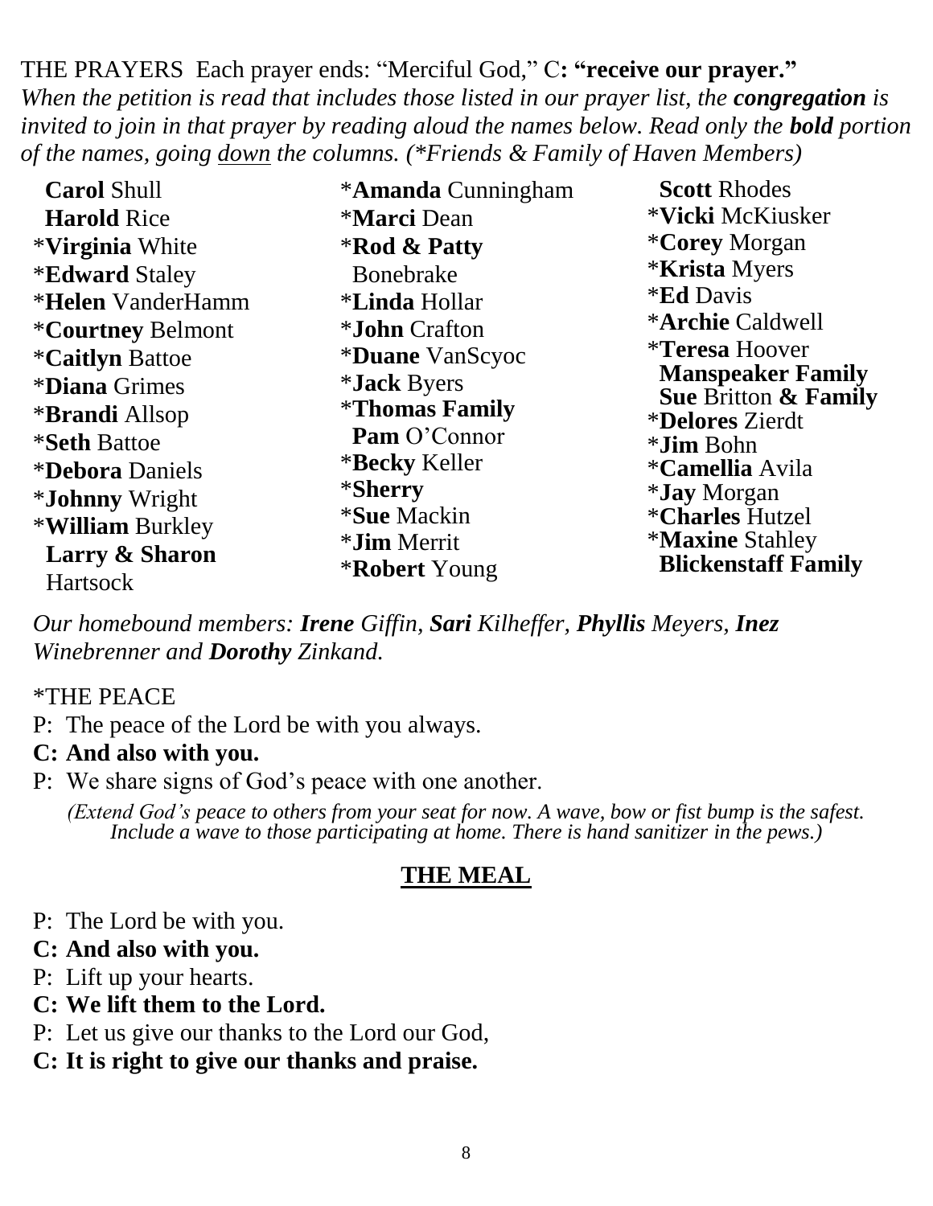THE PRAYERS Each prayer ends: "Merciful God," C**: "receive our prayer."**

*When the petition is read that includes those listed in our prayer list, the **congregation** is invited to join in that prayer by reading aloud the names below. Read only the **bold** portion of the names, going <u>down</u> the columns. (*Friends & Family of Haven Members)*

**Carol** Shull
**Harold** Rice
*​**Virginia** White
*​**Edward** Staley
*​**Helen** VanderHamm
*​**Courtney** Belmont
*​**Caitlyn** Battoe
*​**Diana** Grimes
*​**Brandi** Allsop
*​**Seth** Battoe
*​**Debora** Daniels
*​**Johnny** Wright
*​**William** Burkley
**Larry & Sharon** Hartsock
*​**Amanda** Cunningham
*​**Marci** Dean
*​**Rod & Patty** Bonebrake
*​**Linda** Hollar
*​**John** Crafton
*​**Duane** VanScyoc
*​**Jack** Byers
*​**Thomas Family**
**Pam** O'Connor
*​**Becky** Keller
*​**Sherry**
*​**Sue** Mackin
*​**Jim** Merrit
*​**Robert** Young
**Scott** Rhodes
*​**Vicki** McKiusker
*​**Corey** Morgan
*​**Krista** Myers
*​**Ed** Davis
*​**Archie** Caldwell
*​**Teresa** Hoover
**Manspeaker Family**
**Sue** Britton **& Family**
*​**Delores** Zierdt
*​**Jim** Bohn
*​**Camellia** Avila
*​**Jay** Morgan
*​**Charles** Hutzel
*​**Maxine** Stahley
**Blickenstaff Family**

*Our homebound members: **Irene** Giffin, **Sari** Kilheffer, **Phyllis** Meyers, **Inez** Winebrenner and **Dorothy** Zinkand.*

*THE PEACE

P: The peace of the Lord be with you always.

**C: And also with you.**

P: We share signs of God's peace with one another.

*(Extend God's peace to others from your seat for now. A wave, bow or fist bump is the safest. Include a wave to those participating at home. There is hand sanitizer in the pews.)*

## <u>THE MEAL</u>

P: The Lord be with you.

**C: And also with you.**

P: Lift up your hearts.

**C: We lift them to the Lord.**

P: Let us give our thanks to the Lord our God,

**C: It is right to give our thanks and praise.**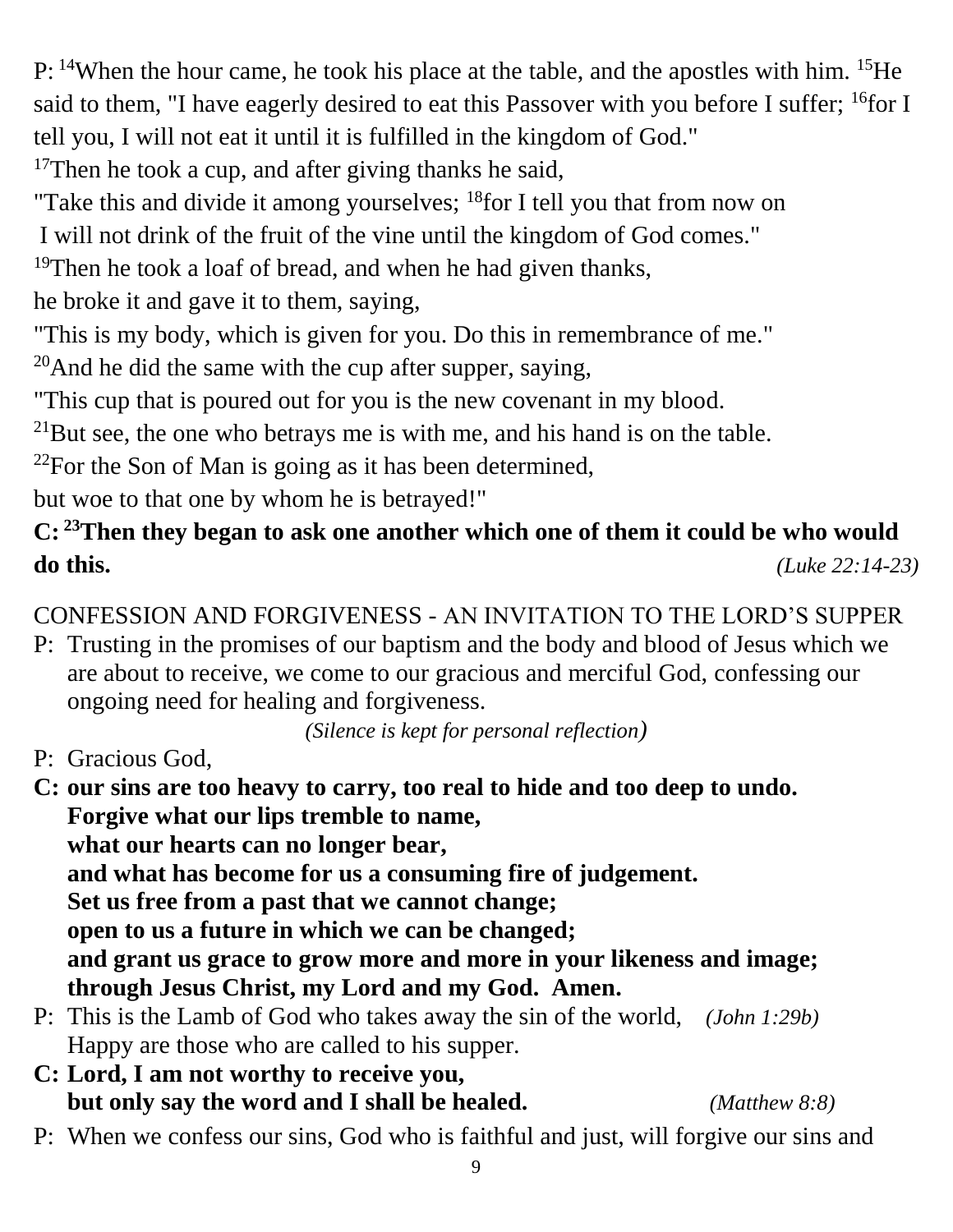P: [14]When the hour came, he took his place at the table, and the apostles with him. [15]He said to them, "I have eagerly desired to eat this Passover with you before I suffer; [16]for I tell you, I will not eat it until it is fulfilled in the kingdom of God."
[17]Then he took a cup, and after giving thanks he said,
"Take this and divide it among yourselves; [18]for I tell you that from now on
I will not drink of the fruit of the vine until the kingdom of God comes."
[19]Then he took a loaf of bread, and when he had given thanks,
he broke it and gave it to them, saying,
"This is my body, which is given for you. Do this in remembrance of me."
[20]And he did the same with the cup after supper, saying,
"This cup that is poured out for you is the new covenant in my blood.
[21]But see, the one who betrays me is with me, and his hand is on the table.
[22]For the Son of Man is going as it has been determined,
but woe to that one by whom he is betrayed!"
**C: [23]Then they began to ask one another which one of them it could be who would do this.** *(Luke 22:14-23)*

CONFESSION AND FORGIVENESS - AN INVITATION TO THE LORD'S SUPPER

P: Trusting in the promises of our baptism and the body and blood of Jesus which we are about to receive, we come to our gracious and merciful God, confessing our ongoing need for healing and forgiveness.

*(Silence is kept for personal reflection)*

P: Gracious God,

**C: our sins are too heavy to carry, too real to hide and too deep to undo.
Forgive what our lips tremble to name,
what our hearts can no longer bear,
and what has become for us a consuming fire of judgement.
Set us free from a past that we cannot change;
open to us a future in which we can be changed;
and grant us grace to grow more and more in your likeness and image;
through Jesus Christ, my Lord and my God. Amen.**

P: This is the Lamb of God who takes away the sin of the world, *(John 1:29b)*
Happy are those who are called to his supper.

**C: Lord, I am not worthy to receive you,
but only say the word and I shall be healed.** *(Matthew 8:8)*

P: When we confess our sins, God who is faithful and just, will forgive our sins and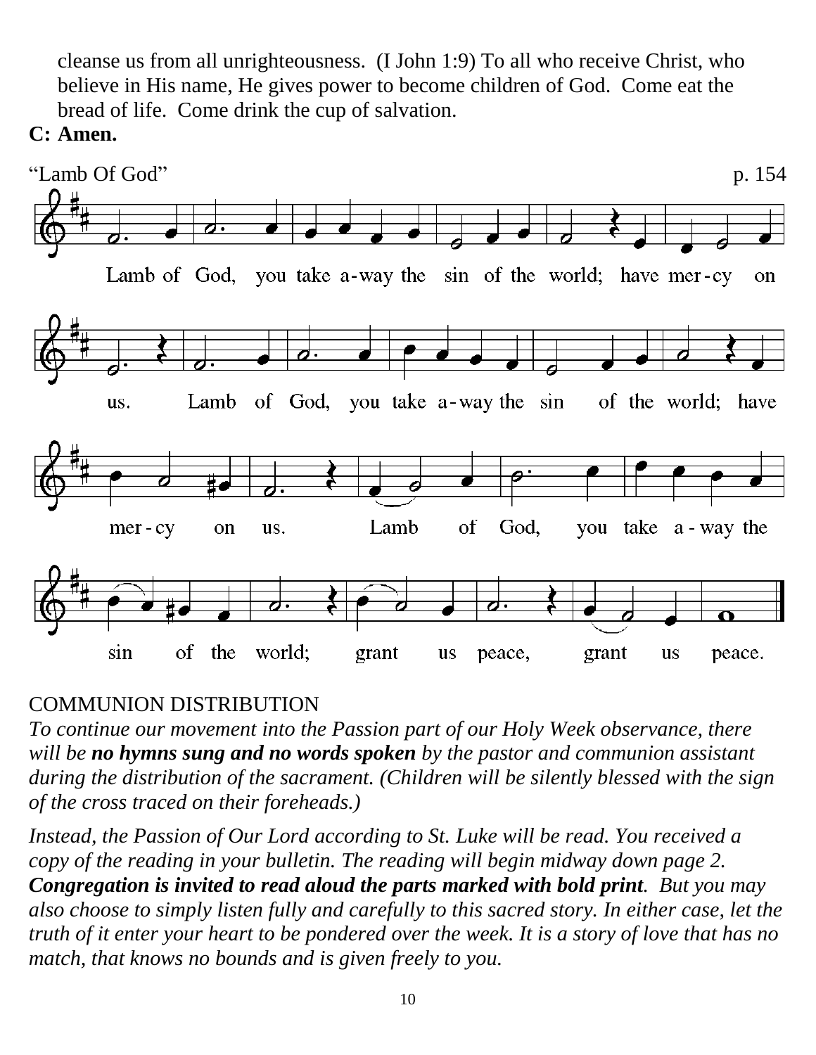cleanse us from all unrighteousness. (I John 1:9) To all who receive Christ, who believe in His name, He gives power to become children of God. Come eat the bread of life. Come drink the cup of salvation.

**C: Amen.**

"Lamb Of God" p. 154

Lamb of God, you take a-way the sin of the world; have mer-cy on us. Lamb of God, you take a-way the sin of the world; have mer-cy on us. Lamb of God, you take a-way the sin of the world; grant us peace, grant us peace.

COMMUNION DISTRIBUTION

*To continue our movement into the Passion part of our Holy Week observance, there will be **no hymns sung and no words spoken** by the pastor and communion assistant during the distribution of the sacrament. (Children will be silently blessed with the sign of the cross traced on their foreheads.)*

*Instead, the Passion of Our Lord according to St. Luke will be read. You received a copy of the reading in your bulletin. The reading will begin midway down page 2. **Congregation is invited to read aloud the parts marked with bold print**. But you may also choose to simply listen fully and carefully to this sacred story. In either case, let the truth of it enter your heart to be pondered over the week. It is a story of love that has no match, that knows no bounds and is given freely to you.*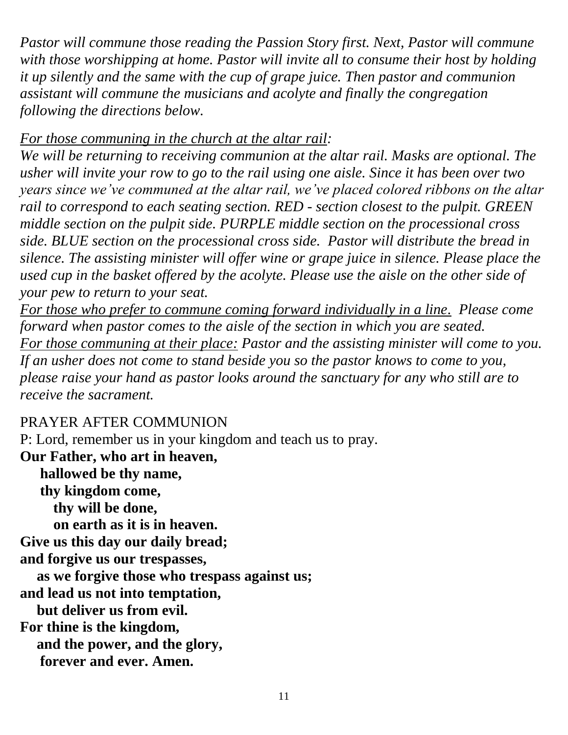*Pastor will commune those reading the Passion Story first. Next, Pastor will commune with those worshipping at home. Pastor will invite all to consume their host by holding it up silently and the same with the cup of grape juice. Then pastor and communion assistant will commune the musicians and acolyte and finally the congregation following the directions below.*

*<u>For those communing in the church at the altar rail</u>:*
*We will be returning to receiving communion at the altar rail. Masks are optional. The usher will invite your row to go to the rail using one aisle. Since it has been over two years since we've communed at the altar rail, we've placed colored ribbons on the altar rail to correspond to each seating section. RED - section closest to the pulpit. GREEN middle section on the pulpit side. PURPLE middle section on the processional cross side. BLUE section on the processional cross side.  Pastor will distribute the bread in silence. The assisting minister will offer wine or grape juice in silence. Please place the used cup in the basket offered by the acolyte. Please use the aisle on the other side of your pew to return to your seat.*
*<u>For those who prefer to commune coming forward individually in a line</u>.  Please come forward when pastor comes to the aisle of the section in which you are seated.*
*<u>For those communing at their place:</u> Pastor and the assisting minister will come to you. If an usher does not come to stand beside you so the pastor knows to come to you, please raise your hand as pastor looks around the sanctuary for any who still are to receive the sacrament.*

PRAYER AFTER COMMUNION
P: Lord, remember us in your kingdom and teach us to pray.
**Our Father, who art in heaven,**
**hallowed be thy name,**
**thy kingdom come,**
**thy will be done,**
**on earth as it is in heaven.**
**Give us this day our daily bread;**
**and forgive us our trespasses,**
**as we forgive those who trespass against us;**
**and lead us not into temptation,**
**but deliver us from evil.**
**For thine is the kingdom,**
**and the power, and the glory,**
**forever and ever. Amen.**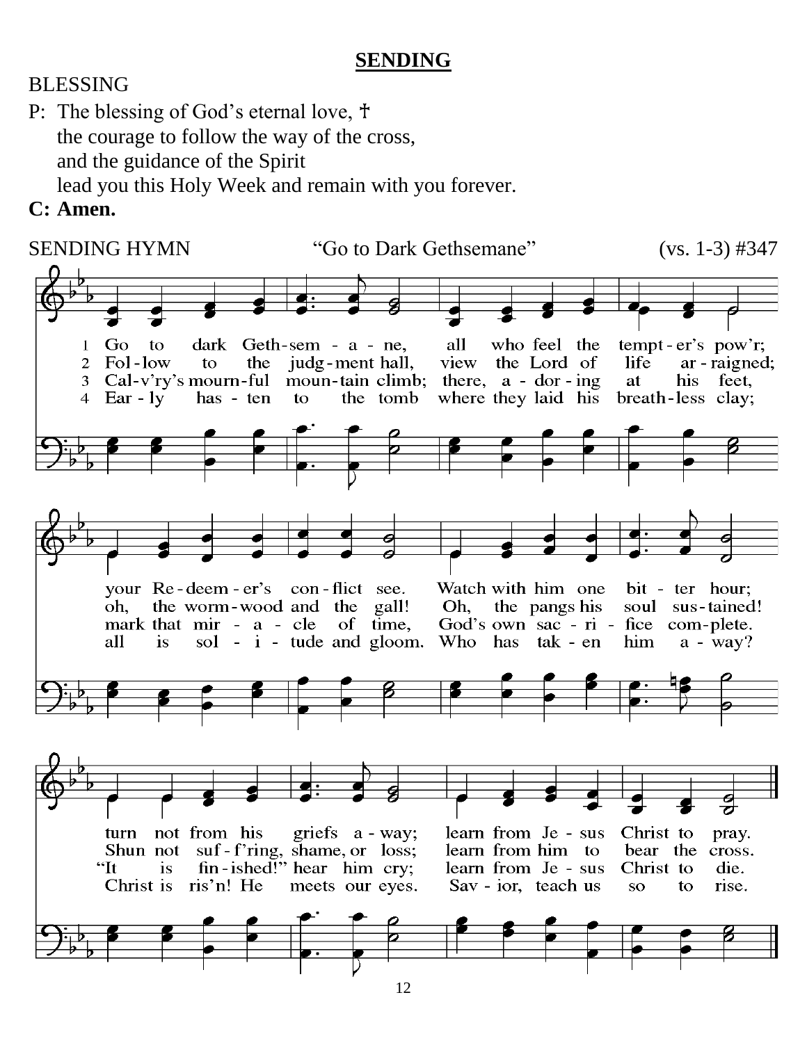## SENDING

BLESSING

P: The blessing of God's eternal love, ☩
the courage to follow the way of the cross,
and the guidance of the Spirit
lead you this Holy Week and remain with you forever.

**C: Amen.**

SENDING HYMN "Go to Dark Gethsemane" (vs. 1-3) #347

1 Go to dark Geth-sem - a - ne, all who feel the tempt - er's pow'r; your Re - deem - er's con - flict see. Watch with him one bit - ter hour; turn not from his griefs a - way; learn from Je - sus Christ to pray.

2 Fol - low to the judg - ment hall, view the Lord of life ar - raigned; oh, the worm - wood and the gall! Oh, the pangs his soul sus - tained! Shun not suf - f'ring, shame, or loss; learn from him to bear the cross.

3 Cal-v'ry's mourn-ful moun-tain climb; there, a - dor - ing at his feet, mark that mir - a - cle of time, God's own sac - ri - fice com - plete. "It is fin - ished!" hear him cry; learn from Je - sus Christ to die.

4 Ear - ly has - ten to the tomb where they laid his breath - less clay; all is sol - i - tude and gloom. Who has tak - en him a - way? Christ is ris'n! He meets our eyes. Sav - ior, teach us so to rise.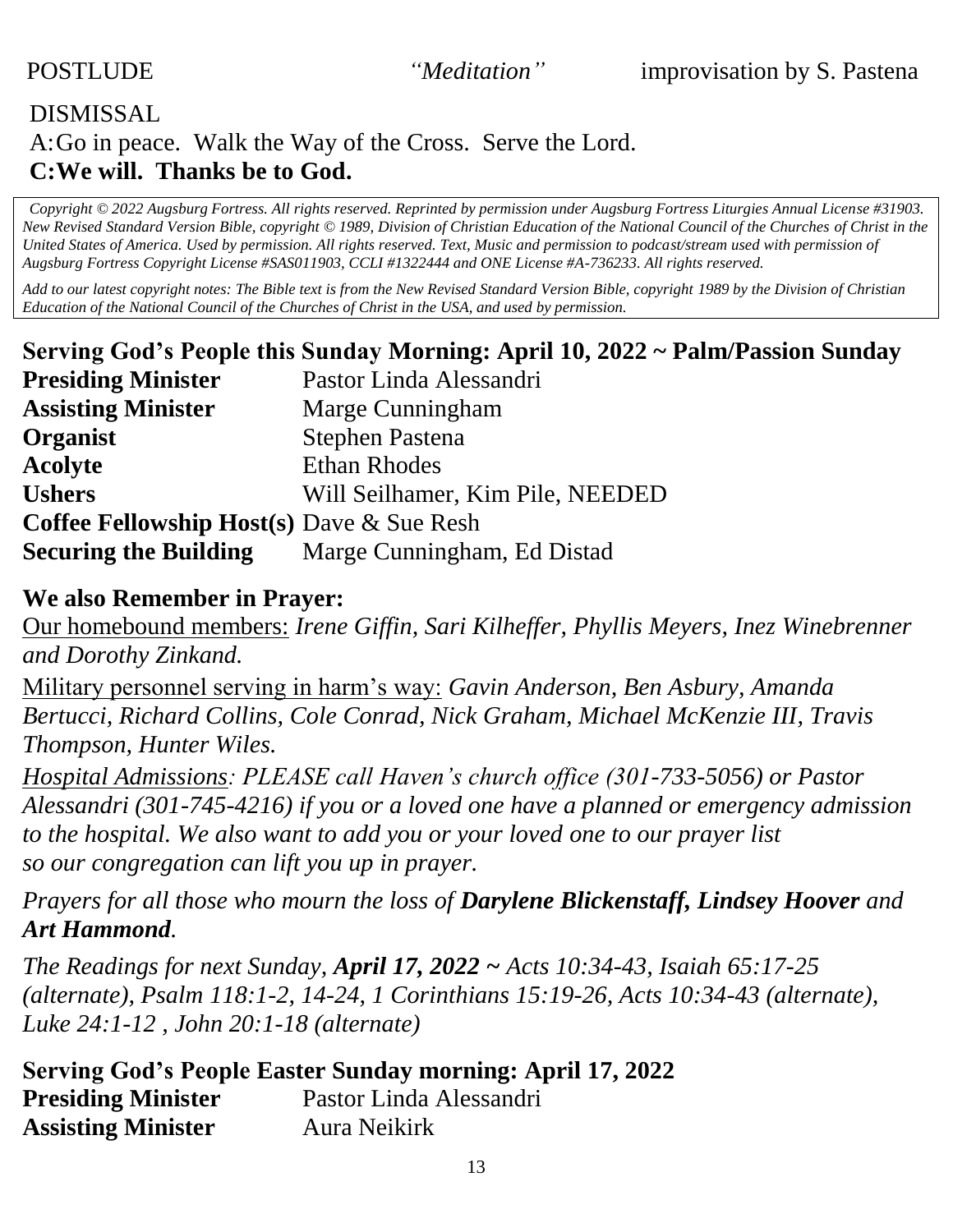POSTLUDE *"Meditation"* improvisation by S. Pastena

DISMISSAL

A: Go in peace. Walk the Way of the Cross. Serve the Lord.

**C: We will. Thanks be to God.**

*Copyright © 2022 Augsburg Fortress. All rights reserved. Reprinted by permission under Augsburg Fortress Liturgies Annual License #31903. New Revised Standard Version Bible, copyright © 1989, Division of Christian Education of the National Council of the Churches of Christ in the United States of America. Used by permission. All rights reserved. Text, Music and permission to podcast/stream used with permission of Augsburg Fortress Copyright License #SAS011903, CCLI #1322444 and ONE License #A-736233. All rights reserved.*

*Add to our latest copyright notes: The Bible text is from the New Revised Standard Version Bible, copyright 1989 by the Division of Christian Education of the National Council of the Churches of Christ in the USA, and used by permission.*

**Serving God's People this Sunday Morning: April 10, 2022 ~ Palm/Passion Sunday**

| | |
|---|---|
| **Presiding Minister** | Pastor Linda Alessandri |
| **Assisting Minister** | Marge Cunningham |
| **Organist** | Stephen Pastena |
| **Acolyte** | Ethan Rhodes |
| **Ushers** | Will Seilhamer, Kim Pile, NEEDED |
| **Coffee Fellowship Host(s)** | Dave & Sue Resh |
| **Securing the Building** | Marge Cunningham, Ed Distad |

**We also Remember in Prayer:**

Our homebound members: *Irene Giffin, Sari Kilheffer, Phyllis Meyers, Inez Winebrenner and Dorothy Zinkand.*

Military personnel serving in harm's way: *Gavin Anderson, Ben Asbury, Amanda Bertucci, Richard Collins, Cole Conrad, Nick Graham, Michael McKenzie III, Travis Thompson, Hunter Wiles.*

*Hospital Admissions: PLEASE call Haven's church office (301-733-5056) or Pastor Alessandri (301-745-4216) if you or a loved one have a planned or emergency admission to the hospital. We also want to add you or your loved one to our prayer list so our congregation can lift you up in prayer.*

*Prayers for all those who mourn the loss of* ***Darylene Blickenstaff, Lindsey Hoover*** *and* ***Art Hammond****.*

*The Readings for next Sunday,* ***April 17, 2022 ~*** *Acts 10:34-43, Isaiah 65:17-25 (alternate), Psalm 118:1-2, 14-24, 1 Corinthians 15:19-26, Acts 10:34-43 (alternate), Luke 24:1-12 , John 20:1-18 (alternate)*

**Serving God's People Easter Sunday morning: April 17, 2022**

| | |
|---|---|
| **Presiding Minister** | Pastor Linda Alessandri |
| **Assisting Minister** | Aura Neikirk |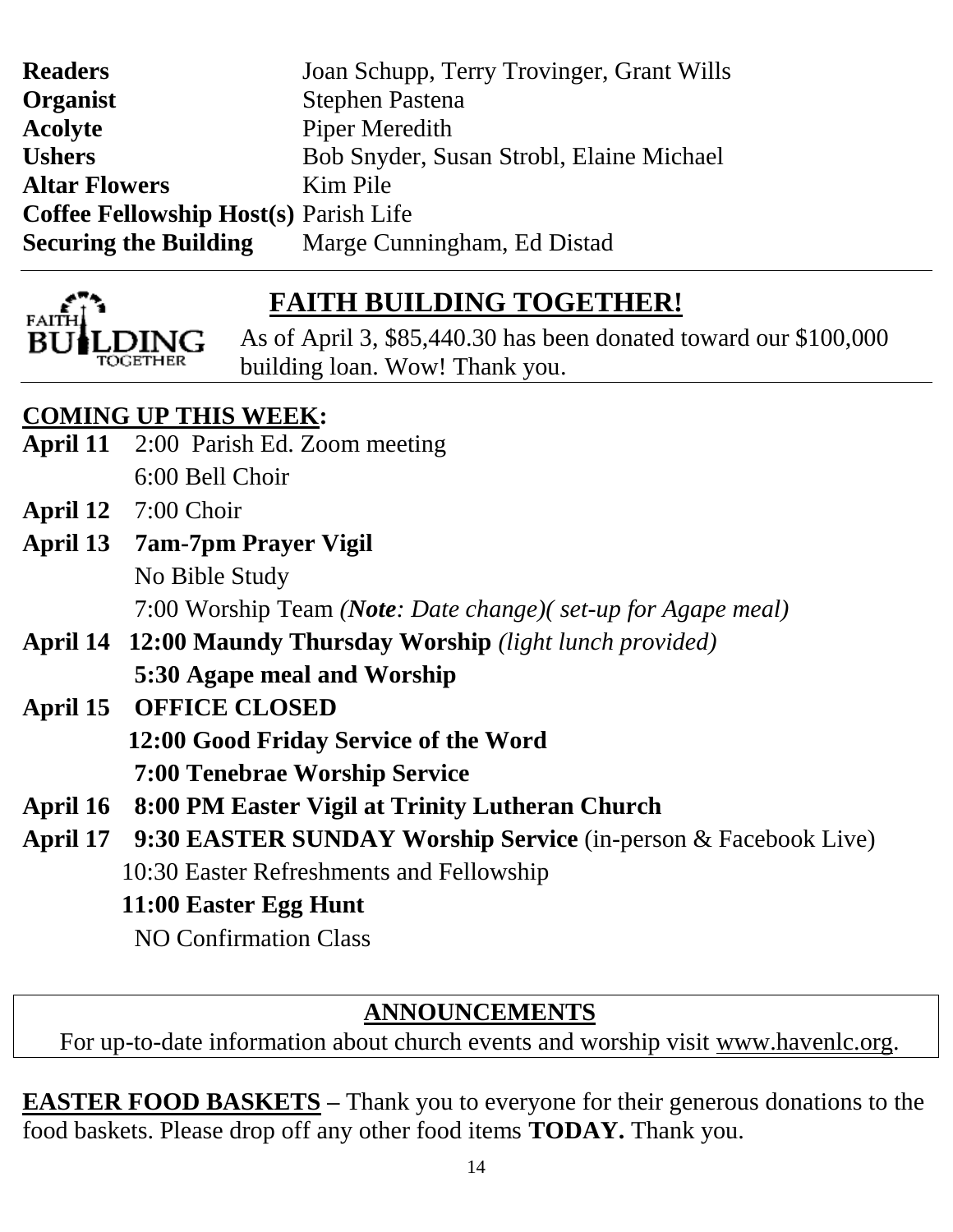| | |
|---|---|
| **Readers** | Joan Schupp, Terry Trovinger, Grant Wills |
| **Organist** | Stephen Pastena |
| **Acolyte** | Piper Meredith |
| **Ushers** | Bob Snyder, Susan Strobl, Elaine Michael |
| **Altar Flowers** | Kim Pile |
| **Coffee Fellowship Host(s)** | Parish Life |
| **Securing the Building** | Marge Cunningham, Ed Distad |

---

## FAITH BUILDING TOGETHER!

As of April 3, $85,440.30 has been donated toward our $100,000 building loan. Wow! Thank you.

---

**COMING UP THIS WEEK:**

**April 11** 2:00 Parish Ed. Zoom meeting
6:00 Bell Choir

**April 12** 7:00 Choir

**April 13** **7am-7pm Prayer Vigil**
No Bible Study
7:00 Worship Team *(**Note**: Date change)( set-up for Agape meal)*

**April 14** **12:00 Maundy Thursday Worship** *(light lunch provided)*
**5:30 Agape meal and Worship**

**April 15** **OFFICE CLOSED**
**12:00 Good Friday Service of the Word**
**7:00 Tenebrae Worship Service**

**April 16** **8:00 PM Easter Vigil at Trinity Lutheran Church**

**April 17** **9:30 EASTER SUNDAY Worship Service** (in-person & Facebook Live)
10:30 Easter Refreshments and Fellowship
**11:00 Easter Egg Hunt**
NO Confirmation Class

## ANNOUNCEMENTS

For up-to-date information about church events and worship visit www.havenlc.org.

**EASTER FOOD BASKETS –** Thank you to everyone for their generous donations to the food baskets. Please drop off any other food items **TODAY.** Thank you.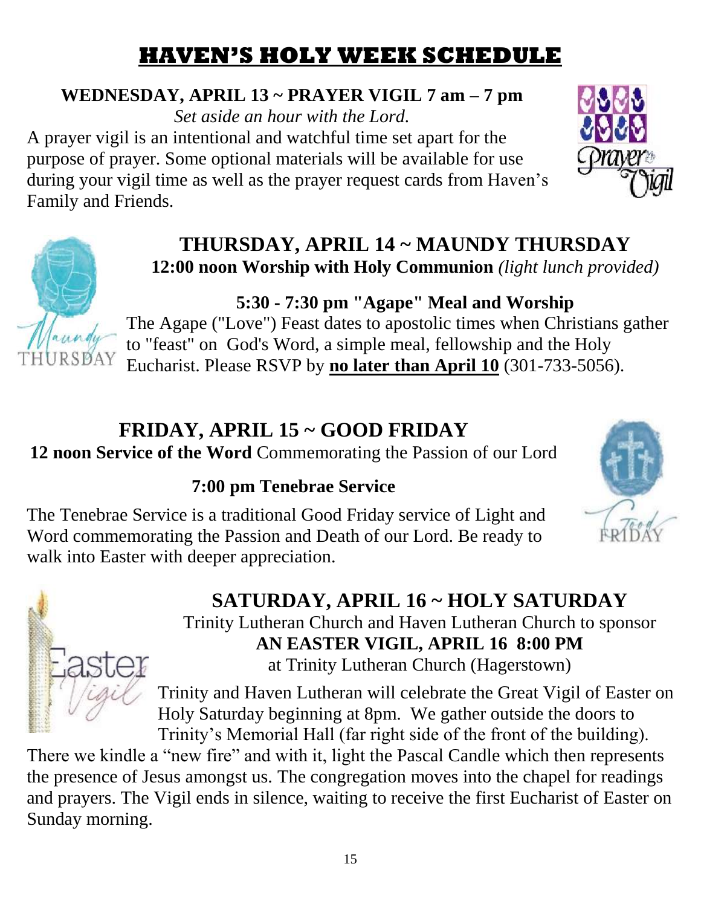# HAVEN'S HOLY WEEK SCHEDULE

## WEDNESDAY, APRIL 13 ~ PRAYER VIGIL 7 am – 7 pm

*Set aside an hour with the Lord.*

A prayer vigil is an intentional and watchful time set apart for the purpose of prayer. Some optional materials will be available for use during your vigil time as well as the prayer request cards from Haven's Family and Friends.

## THURSDAY, APRIL 14 ~ MAUNDY THURSDAY

**12:00 noon Worship with Holy Communion** *(light lunch provided)*

**5:30 - 7:30 pm "Agape" Meal and Worship**

The Agape ("Love") Feast dates to apostolic times when Christians gather to "feast" on God's Word, a simple meal, fellowship and the Holy Eucharist. Please RSVP by **no later than April 10** (301-733-5056).

## FRIDAY, APRIL 15 ~ GOOD FRIDAY

**12 noon Service of the Word** Commemorating the Passion of our Lord

**7:00 pm Tenebrae Service**

The Tenebrae Service is a traditional Good Friday service of Light and Word commemorating the Passion and Death of our Lord. Be ready to walk into Easter with deeper appreciation.

## SATURDAY, APRIL 16 ~ HOLY SATURDAY

Trinity Lutheran Church and Haven Lutheran Church to sponsor

**AN EASTER VIGIL, APRIL 16 8:00 PM**

at Trinity Lutheran Church (Hagerstown)

Trinity and Haven Lutheran will celebrate the Great Vigil of Easter on Holy Saturday beginning at 8pm. We gather outside the doors to Trinity's Memorial Hall (far right side of the front of the building). There we kindle a "new fire" and with it, light the Pascal Candle which then represents the presence of Jesus amongst us. The congregation moves into the chapel for readings and prayers. The Vigil ends in silence, waiting to receive the first Eucharist of Easter on Sunday morning.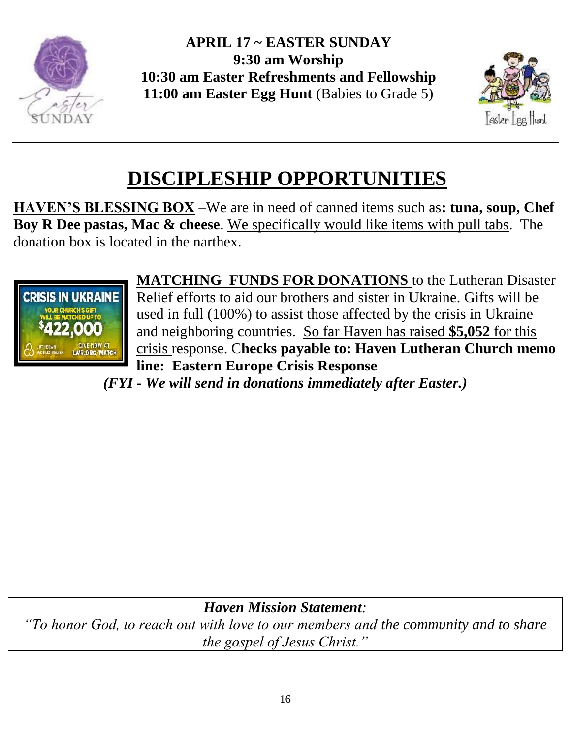**APRIL 17 ~ EASTER SUNDAY**
**9:30 am Worship**
**10:30 am Easter Refreshments and Fellowship**
**11:00 am Easter Egg Hunt** (Babies to Grade 5)

# DISCIPLESHIP OPPORTUNITIES

**HAVEN'S BLESSING BOX** –We are in need of canned items such as**: tuna, soup, Chef Boy R Dee pastas, Mac & cheese**. We specifically would like items with pull tabs. The donation box is located in the narthex.

**MATCHING FUNDS FOR DONATIONS** to the Lutheran Disaster Relief efforts to aid our brothers and sister in Ukraine. Gifts will be used in full (100%) to assist those affected by the crisis in Ukraine and neighboring countries. So far Haven has raised **$5,052** for this crisis response. C**hecks payable to: Haven Lutheran Church memo line: Eastern Europe Crisis Response**

***(FYI - We will send in donations immediately after Easter.)***

***Haven Mission Statement**:*
*"To honor God, to reach out with love to our members and the community and to share the gospel of Jesus Christ."*